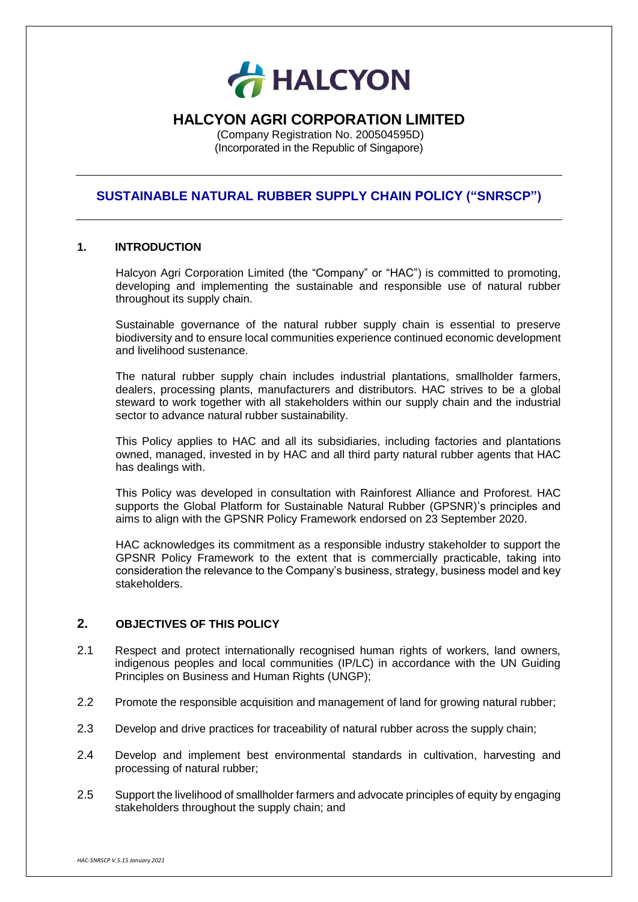# HALCYON AGRI CORPORATION LIMITED

(Company Registration No. 200504595D)
(Incorporated in the Republic of Singapore)

## SUSTAINABLE NATURAL RUBBER SUPPLY CHAIN POLICY ("SNRSCP")

### 1. INTRODUCTION

Halcyon Agri Corporation Limited (the "Company" or "HAC") is committed to promoting, developing and implementing the sustainable and responsible use of natural rubber throughout its supply chain.

Sustainable governance of the natural rubber supply chain is essential to preserve biodiversity and to ensure local communities experience continued economic development and livelihood sustenance.

The natural rubber supply chain includes industrial plantations, smallholder farmers, dealers, processing plants, manufacturers and distributors. HAC strives to be a global steward to work together with all stakeholders within our supply chain and the industrial sector to advance natural rubber sustainability.

This Policy applies to HAC and all its subsidiaries, including factories and plantations owned, managed, invested in by HAC and all third party natural rubber agents that HAC has dealings with.

This Policy was developed in consultation with Rainforest Alliance and Proforest. HAC supports the Global Platform for Sustainable Natural Rubber (GPSNR)'s principles and aims to align with the GPSNR Policy Framework endorsed on 23 September 2020.

HAC acknowledges its commitment as a responsible industry stakeholder to support the GPSNR Policy Framework to the extent that is commercially practicable, taking into consideration the relevance to the Company's business, strategy, business model and key stakeholders.

### 2. OBJECTIVES OF THIS POLICY

2.1 Respect and protect internationally recognised human rights of workers, land owners, indigenous peoples and local communities (IP/LC) in accordance with the UN Guiding Principles on Business and Human Rights (UNGP);

2.2 Promote the responsible acquisition and management of land for growing natural rubber;

2.3 Develop and drive practices for traceability of natural rubber across the supply chain;

2.4 Develop and implement best environmental standards in cultivation, harvesting and processing of natural rubber;

2.5 Support the livelihood of smallholder farmers and advocate principles of equity by engaging stakeholders throughout the supply chain; and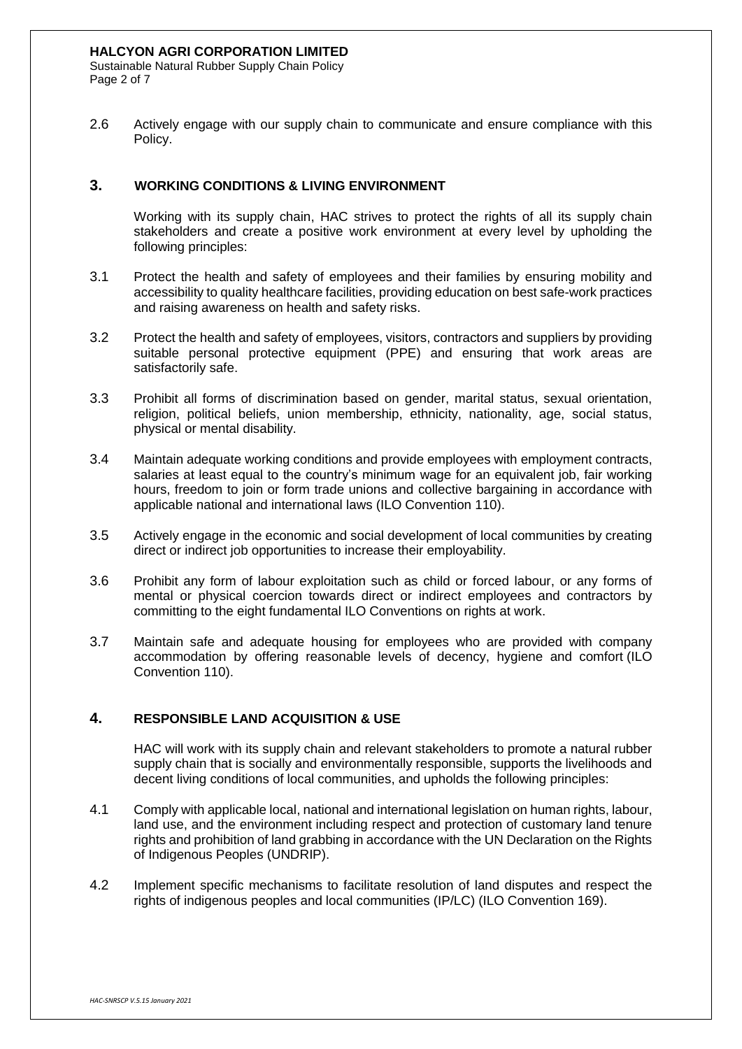2.6 Actively engage with our supply chain to communicate and ensure compliance with this Policy.

## 3. WORKING CONDITIONS & LIVING ENVIRONMENT

Working with its supply chain, HAC strives to protect the rights of all its supply chain stakeholders and create a positive work environment at every level by upholding the following principles:

3.1 Protect the health and safety of employees and their families by ensuring mobility and accessibility to quality healthcare facilities, providing education on best safe-work practices and raising awareness on health and safety risks.

3.2 Protect the health and safety of employees, visitors, contractors and suppliers by providing suitable personal protective equipment (PPE) and ensuring that work areas are satisfactorily safe.

3.3 Prohibit all forms of discrimination based on gender, marital status, sexual orientation, religion, political beliefs, union membership, ethnicity, nationality, age, social status, physical or mental disability.

3.4 Maintain adequate working conditions and provide employees with employment contracts, salaries at least equal to the country's minimum wage for an equivalent job, fair working hours, freedom to join or form trade unions and collective bargaining in accordance with applicable national and international laws (ILO Convention 110).

3.5 Actively engage in the economic and social development of local communities by creating direct or indirect job opportunities to increase their employability.

3.6 Prohibit any form of labour exploitation such as child or forced labour, or any forms of mental or physical coercion towards direct or indirect employees and contractors by committing to the eight fundamental ILO Conventions on rights at work.

3.7 Maintain safe and adequate housing for employees who are provided with company accommodation by offering reasonable levels of decency, hygiene and comfort (ILO Convention 110).

## 4. RESPONSIBLE LAND ACQUISITION & USE

HAC will work with its supply chain and relevant stakeholders to promote a natural rubber supply chain that is socially and environmentally responsible, supports the livelihoods and decent living conditions of local communities, and upholds the following principles:

4.1 Comply with applicable local, national and international legislation on human rights, labour, land use, and the environment including respect and protection of customary land tenure rights and prohibition of land grabbing in accordance with the UN Declaration on the Rights of Indigenous Peoples (UNDRIP).

4.2 Implement specific mechanisms to facilitate resolution of land disputes and respect the rights of indigenous peoples and local communities (IP/LC) (ILO Convention 169).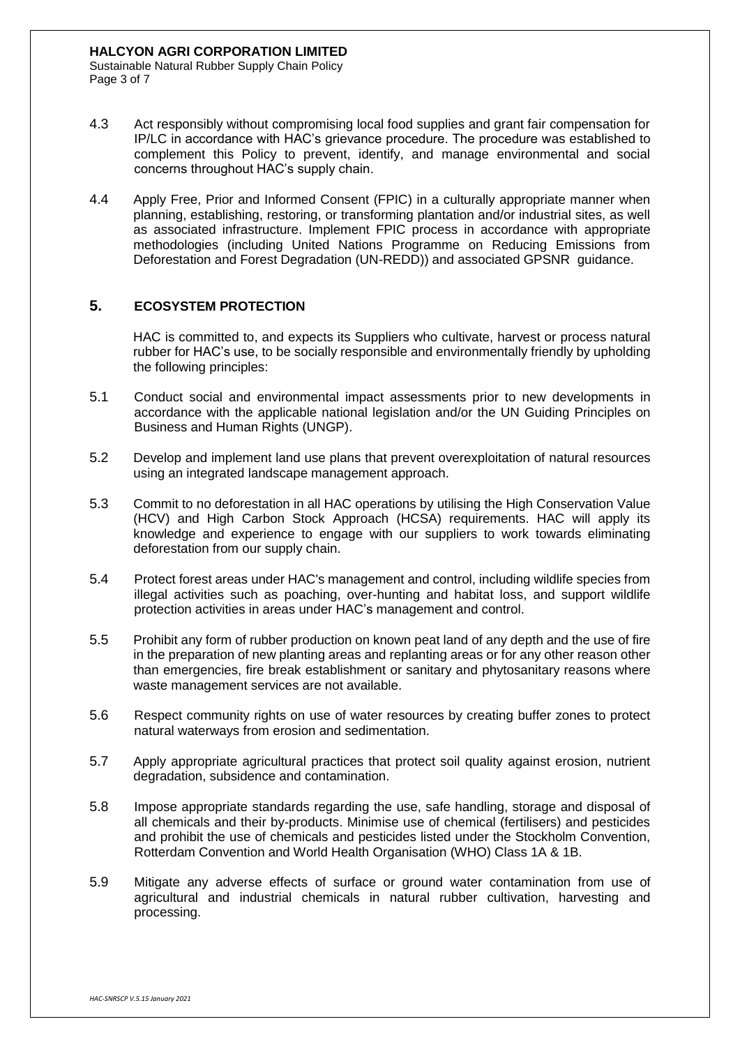4.3 Act responsibly without compromising local food supplies and grant fair compensation for IP/LC in accordance with HAC's grievance procedure. The procedure was established to complement this Policy to prevent, identify, and manage environmental and social concerns throughout HAC's supply chain.

4.4 Apply Free, Prior and Informed Consent (FPIC) in a culturally appropriate manner when planning, establishing, restoring, or transforming plantation and/or industrial sites, as well as associated infrastructure. Implement FPIC process in accordance with appropriate methodologies (including United Nations Programme on Reducing Emissions from Deforestation and Forest Degradation (UN-REDD)) and associated GPSNR guidance.

## 5. ECOSYSTEM PROTECTION

HAC is committed to, and expects its Suppliers who cultivate, harvest or process natural rubber for HAC's use, to be socially responsible and environmentally friendly by upholding the following principles:

5.1 Conduct social and environmental impact assessments prior to new developments in accordance with the applicable national legislation and/or the UN Guiding Principles on Business and Human Rights (UNGP).

5.2 Develop and implement land use plans that prevent overexploitation of natural resources using an integrated landscape management approach.

5.3 Commit to no deforestation in all HAC operations by utilising the High Conservation Value (HCV) and High Carbon Stock Approach (HCSA) requirements. HAC will apply its knowledge and experience to engage with our suppliers to work towards eliminating deforestation from our supply chain.

5.4 Protect forest areas under HAC's management and control, including wildlife species from illegal activities such as poaching, over-hunting and habitat loss, and support wildlife protection activities in areas under HAC's management and control.

5.5 Prohibit any form of rubber production on known peat land of any depth and the use of fire in the preparation of new planting areas and replanting areas or for any other reason other than emergencies, fire break establishment or sanitary and phytosanitary reasons where waste management services are not available.

5.6 Respect community rights on use of water resources by creating buffer zones to protect natural waterways from erosion and sedimentation.

5.7 Apply appropriate agricultural practices that protect soil quality against erosion, nutrient degradation, subsidence and contamination.

5.8 Impose appropriate standards regarding the use, safe handling, storage and disposal of all chemicals and their by-products. Minimise use of chemical (fertilisers) and pesticides and prohibit the use of chemicals and pesticides listed under the Stockholm Convention, Rotterdam Convention and World Health Organisation (WHO) Class 1A & 1B.

5.9 Mitigate any adverse effects of surface or ground water contamination from use of agricultural and industrial chemicals in natural rubber cultivation, harvesting and processing.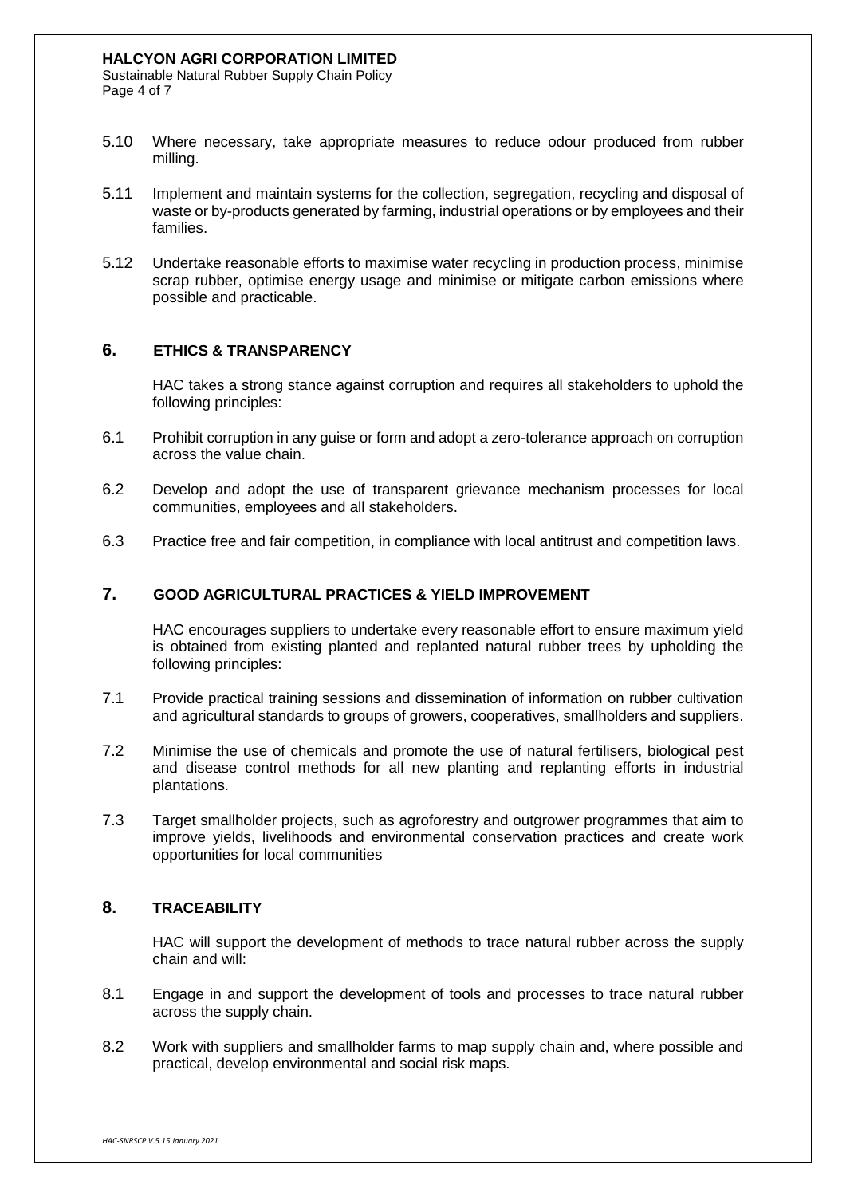5.10 Where necessary, take appropriate measures to reduce odour produced from rubber milling.

5.11 Implement and maintain systems for the collection, segregation, recycling and disposal of waste or by-products generated by farming, industrial operations or by employees and their families.

5.12 Undertake reasonable efforts to maximise water recycling in production process, minimise scrap rubber, optimise energy usage and minimise or mitigate carbon emissions where possible and practicable.

## 6. ETHICS & TRANSPARENCY

HAC takes a strong stance against corruption and requires all stakeholders to uphold the following principles:

6.1 Prohibit corruption in any guise or form and adopt a zero-tolerance approach on corruption across the value chain.

6.2 Develop and adopt the use of transparent grievance mechanism processes for local communities, employees and all stakeholders.

6.3 Practice free and fair competition, in compliance with local antitrust and competition laws.

## 7. GOOD AGRICULTURAL PRACTICES & YIELD IMPROVEMENT

HAC encourages suppliers to undertake every reasonable effort to ensure maximum yield is obtained from existing planted and replanted natural rubber trees by upholding the following principles:

7.1 Provide practical training sessions and dissemination of information on rubber cultivation and agricultural standards to groups of growers, cooperatives, smallholders and suppliers.

7.2 Minimise the use of chemicals and promote the use of natural fertilisers, biological pest and disease control methods for all new planting and replanting efforts in industrial plantations.

7.3 Target smallholder projects, such as agroforestry and outgrower programmes that aim to improve yields, livelihoods and environmental conservation practices and create work opportunities for local communities

## 8. TRACEABILITY

HAC will support the development of methods to trace natural rubber across the supply chain and will:

8.1 Engage in and support the development of tools and processes to trace natural rubber across the supply chain.

8.2 Work with suppliers and smallholder farms to map supply chain and, where possible and practical, develop environmental and social risk maps.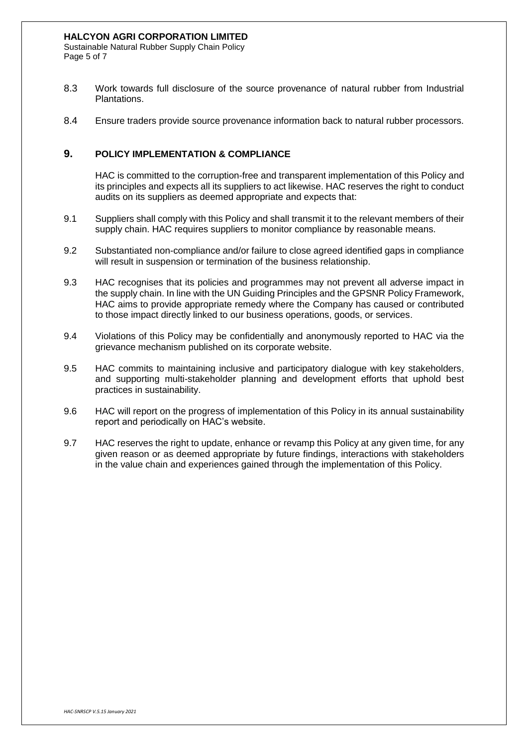8.3 Work towards full disclosure of the source provenance of natural rubber from Industrial Plantations.

8.4 Ensure traders provide source provenance information back to natural rubber processors.

## 9. POLICY IMPLEMENTATION & COMPLIANCE

HAC is committed to the corruption-free and transparent implementation of this Policy and its principles and expects all its suppliers to act likewise. HAC reserves the right to conduct audits on its suppliers as deemed appropriate and expects that:

9.1 Suppliers shall comply with this Policy and shall transmit it to the relevant members of their supply chain. HAC requires suppliers to monitor compliance by reasonable means.

9.2 Substantiated non-compliance and/or failure to close agreed identified gaps in compliance will result in suspension or termination of the business relationship.

9.3 HAC recognises that its policies and programmes may not prevent all adverse impact in the supply chain. In line with the UN Guiding Principles and the GPSNR Policy Framework, HAC aims to provide appropriate remedy where the Company has caused or contributed to those impact directly linked to our business operations, goods, or services.

9.4 Violations of this Policy may be confidentially and anonymously reported to HAC via the grievance mechanism published on its corporate website.

9.5 HAC commits to maintaining inclusive and participatory dialogue with key stakeholders, and supporting multi-stakeholder planning and development efforts that uphold best practices in sustainability.

9.6 HAC will report on the progress of implementation of this Policy in its annual sustainability report and periodically on HAC's website.

9.7 HAC reserves the right to update, enhance or revamp this Policy at any given time, for any given reason or as deemed appropriate by future findings, interactions with stakeholders in the value chain and experiences gained through the implementation of this Policy.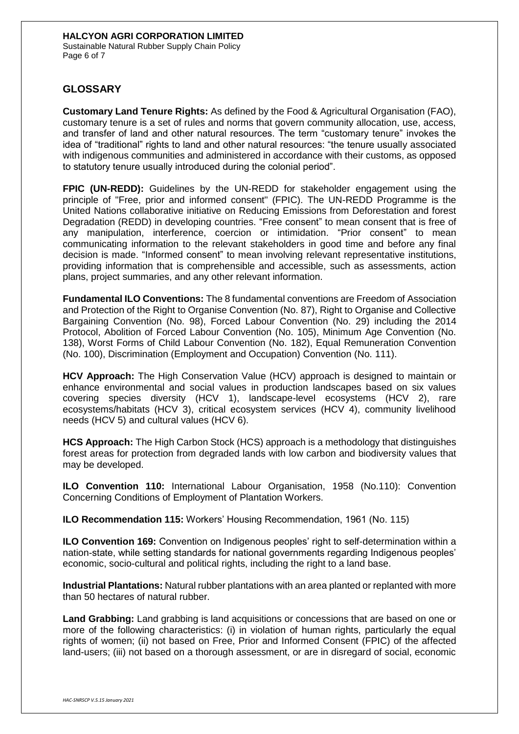## GLOSSARY

**Customary Land Tenure Rights:** As defined by the Food & Agricultural Organisation (FAO), customary tenure is a set of rules and norms that govern community allocation, use, access, and transfer of land and other natural resources. The term "customary tenure" invokes the idea of "traditional" rights to land and other natural resources: "the tenure usually associated with indigenous communities and administered in accordance with their customs, as opposed to statutory tenure usually introduced during the colonial period".

**FPIC (UN-REDD):** Guidelines by the UN-REDD for stakeholder engagement using the principle of "Free, prior and informed consent" (FPIC). The UN-REDD Programme is the United Nations collaborative initiative on Reducing Emissions from Deforestation and forest Degradation (REDD) in developing countries. "Free consent" to mean consent that is free of any manipulation, interference, coercion or intimidation. "Prior consent" to mean communicating information to the relevant stakeholders in good time and before any final decision is made. "Informed consent" to mean involving relevant representative institutions, providing information that is comprehensible and accessible, such as assessments, action plans, project summaries, and any other relevant information.

**Fundamental ILO Conventions:** The 8 fundamental conventions are Freedom of Association and Protection of the Right to Organise Convention (No. 87), Right to Organise and Collective Bargaining Convention (No. 98), Forced Labour Convention (No. 29) including the 2014 Protocol, Abolition of Forced Labour Convention (No. 105), Minimum Age Convention (No. 138), Worst Forms of Child Labour Convention (No. 182), Equal Remuneration Convention (No. 100), Discrimination (Employment and Occupation) Convention (No. 111).

**HCV Approach:** The High Conservation Value (HCV) approach is designed to maintain or enhance environmental and social values in production landscapes based on six values covering species diversity (HCV 1), landscape-level ecosystems (HCV 2), rare ecosystems/habitats (HCV 3), critical ecosystem services (HCV 4), community livelihood needs (HCV 5) and cultural values (HCV 6).

**HCS Approach:** The High Carbon Stock (HCS) approach is a methodology that distinguishes forest areas for protection from degraded lands with low carbon and biodiversity values that may be developed.

**ILO Convention 110:** International Labour Organisation, 1958 (No.110): Convention Concerning Conditions of Employment of Plantation Workers.

**ILO Recommendation 115:** Workers' Housing Recommendation, 1961 (No. 115)

**ILO Convention 169:** Convention on Indigenous peoples' right to self-determination within a nation-state, while setting standards for national governments regarding Indigenous peoples' economic, socio-cultural and political rights, including the right to a land base.

**Industrial Plantations:** Natural rubber plantations with an area planted or replanted with more than 50 hectares of natural rubber.

**Land Grabbing:** Land grabbing is land acquisitions or concessions that are based on one or more of the following characteristics: (i) in violation of human rights, particularly the equal rights of women; (ii) not based on Free, Prior and Informed Consent (FPIC) of the affected land-users; (iii) not based on a thorough assessment, or are in disregard of social, economic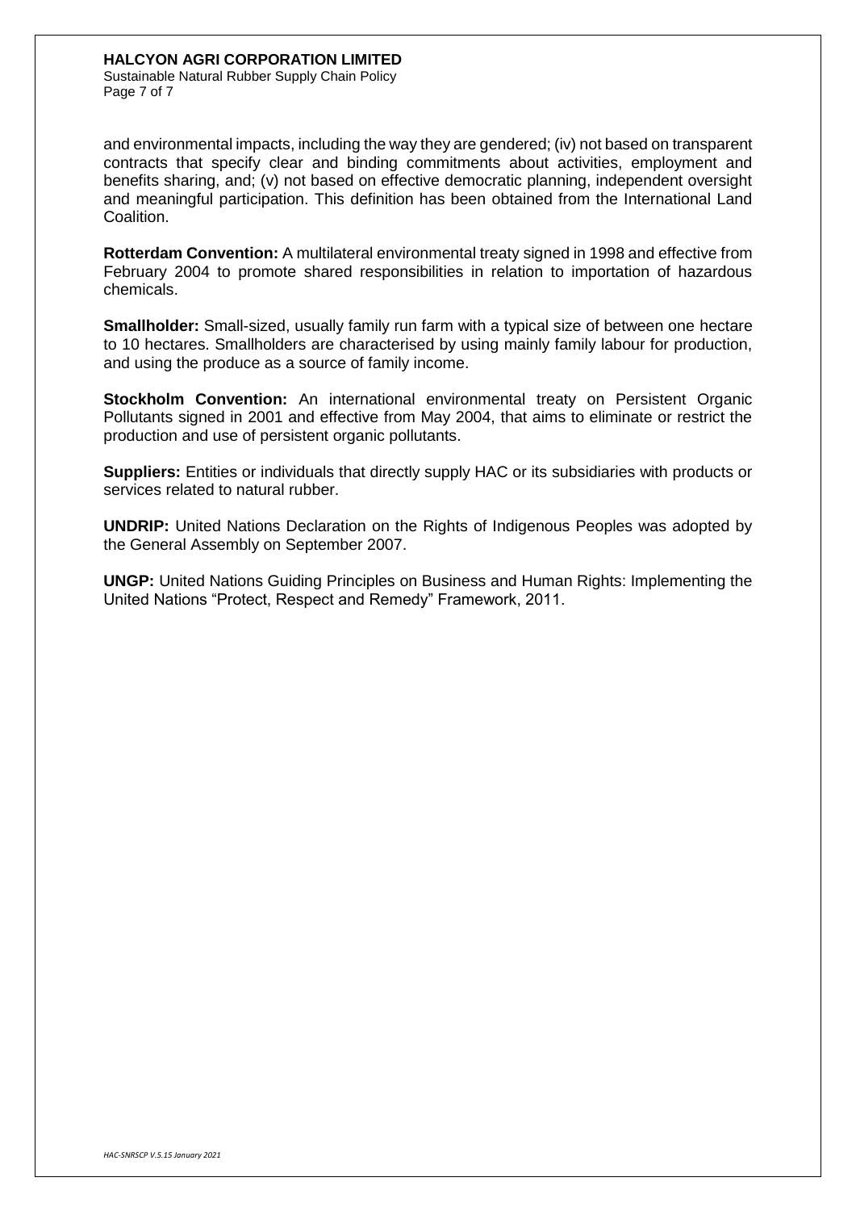and environmental impacts, including the way they are gendered; (iv) not based on transparent contracts that specify clear and binding commitments about activities, employment and benefits sharing, and; (v) not based on effective democratic planning, independent oversight and meaningful participation. This definition has been obtained from the International Land Coalition.

**Rotterdam Convention:** A multilateral environmental treaty signed in 1998 and effective from February 2004 to promote shared responsibilities in relation to importation of hazardous chemicals.

**Smallholder:** Small-sized, usually family run farm with a typical size of between one hectare to 10 hectares. Smallholders are characterised by using mainly family labour for production, and using the produce as a source of family income.

**Stockholm Convention:** An international environmental treaty on Persistent Organic Pollutants signed in 2001 and effective from May 2004, that aims to eliminate or restrict the production and use of persistent organic pollutants.

**Suppliers:** Entities or individuals that directly supply HAC or its subsidiaries with products or services related to natural rubber.

**UNDRIP:** United Nations Declaration on the Rights of Indigenous Peoples was adopted by the General Assembly on September 2007.

**UNGP:** United Nations Guiding Principles on Business and Human Rights: Implementing the United Nations "Protect, Respect and Remedy" Framework, 2011.